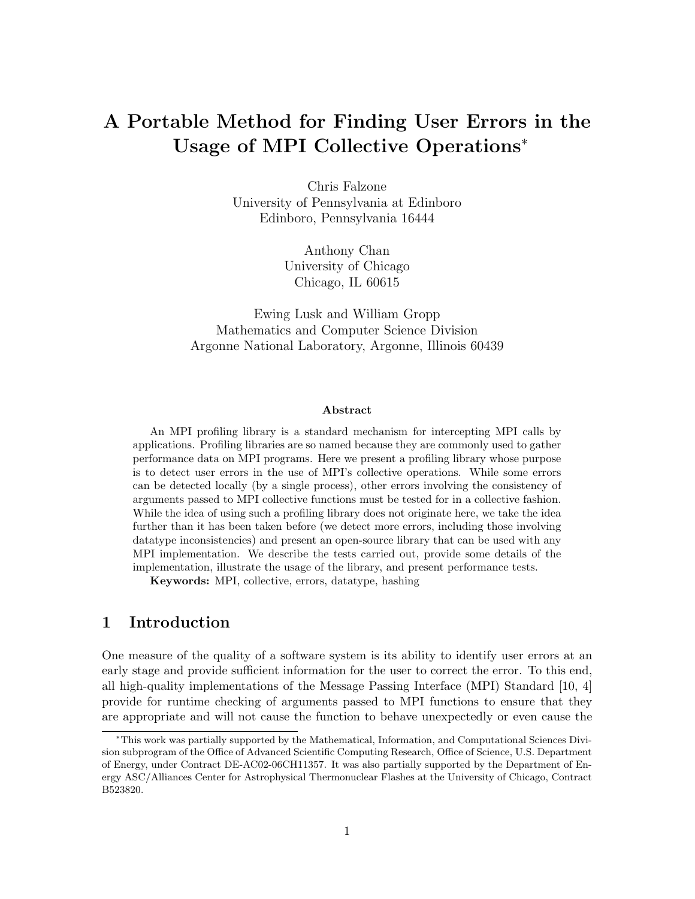# A Portable Method for Finding User Errors in the Usage of MPI Collective Operations*

Chris Falzone
University of Pennsylvania at Edinboro
Edinboro, Pennsylvania 16444

Anthony Chan
University of Chicago
Chicago, IL 60615

Ewing Lusk and William Gropp
Mathematics and Computer Science Division
Argonne National Laboratory, Argonne, Illinois 60439

### Abstract

An MPI profiling library is a standard mechanism for intercepting MPI calls by applications. Profiling libraries are so named because they are commonly used to gather performance data on MPI programs. Here we present a profiling library whose purpose is to detect user errors in the use of MPI's collective operations. While some errors can be detected locally (by a single process), other errors involving the consistency of arguments passed to MPI collective functions must be tested for in a collective fashion. While the idea of using such a profiling library does not originate here, we take the idea further than it has been taken before (we detect more errors, including those involving datatype inconsistencies) and present an open-source library that can be used with any MPI implementation. We describe the tests carried out, provide some details of the implementation, illustrate the usage of the library, and present performance tests.

**Keywords:** MPI, collective, errors, datatype, hashing

## 1 Introduction

One measure of the quality of a software system is its ability to identify user errors at an early stage and provide sufficient information for the user to correct the error. To this end, all high-quality implementations of the Message Passing Interface (MPI) Standard [10, 4] provide for runtime checking of arguments passed to MPI functions to ensure that they are appropriate and will not cause the function to behave unexpectedly or even cause the

*This work was partially supported by the Mathematical, Information, and Computational Sciences Division subprogram of the Office of Advanced Scientific Computing Research, Office of Science, U.S. Department of Energy, under Contract DE-AC02-06CH11357. It was also partially supported by the Department of Energy ASC/Alliances Center for Astrophysical Thermonuclear Flashes at the University of Chicago, Contract B523820.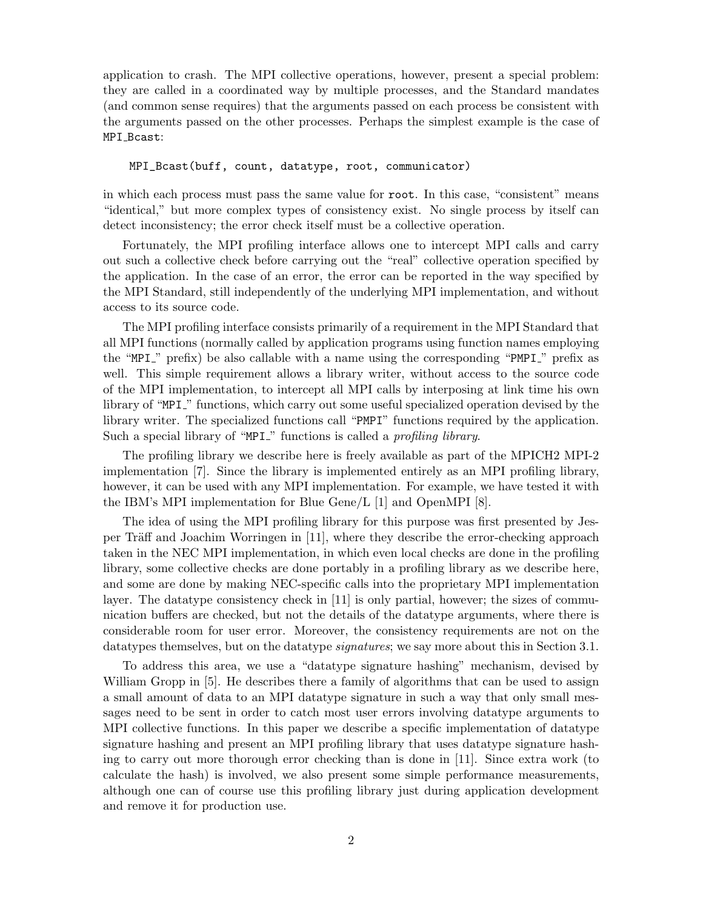application to crash. The MPI collective operations, however, present a special problem: they are called in a coordinated way by multiple processes, and the Standard mandates (and common sense requires) that the arguments passed on each process be consistent with the arguments passed on the other processes. Perhaps the simplest example is the case of MPI_Bcast:

```
MPI_Bcast(buff, count, datatype, root, communicator)
```

in which each process must pass the same value for `root`. In this case, "consistent" means "identical," but more complex types of consistency exist. No single process by itself can detect inconsistency; the error check itself must be a collective operation.

Fortunately, the MPI profiling interface allows one to intercept MPI calls and carry out such a collective check before carrying out the "real" collective operation specified by the application. In the case of an error, the error can be reported in the way specified by the MPI Standard, still independently of the underlying MPI implementation, and without access to its source code.

The MPI profiling interface consists primarily of a requirement in the MPI Standard that all MPI functions (normally called by application programs using function names employing the "MPI_" prefix) be also callable with a name using the corresponding "PMPI_" prefix as well. This simple requirement allows a library writer, without access to the source code of the MPI implementation, to intercept all MPI calls by interposing at link time his own library of "MPI_" functions, which carry out some useful specialized operation devised by the library writer. The specialized functions call "PMPI" functions required by the application. Such a special library of "MPI_" functions is called a *profiling library*.

The profiling library we describe here is freely available as part of the MPICH2 MPI-2 implementation [7]. Since the library is implemented entirely as an MPI profiling library, however, it can be used with any MPI implementation. For example, we have tested it with the IBM's MPI implementation for Blue Gene/L [1] and OpenMPI [8].

The idea of using the MPI profiling library for this purpose was first presented by Jesper Träff and Joachim Worringen in [11], where they describe the error-checking approach taken in the NEC MPI implementation, in which even local checks are done in the profiling library, some collective checks are done portably in a profiling library as we describe here, and some are done by making NEC-specific calls into the proprietary MPI implementation layer. The datatype consistency check in [11] is only partial, however; the sizes of communication buffers are checked, but not the details of the datatype arguments, where there is considerable room for user error. Moreover, the consistency requirements are not on the datatypes themselves, but on the datatype *signatures*; we say more about this in Section 3.1.

To address this area, we use a "datatype signature hashing" mechanism, devised by William Gropp in [5]. He describes there a family of algorithms that can be used to assign a small amount of data to an MPI datatype signature in such a way that only small messages need to be sent in order to catch most user errors involving datatype arguments to MPI collective functions. In this paper we describe a specific implementation of datatype signature hashing and present an MPI profiling library that uses datatype signature hashing to carry out more thorough error checking than is done in [11]. Since extra work (to calculate the hash) is involved, we also present some simple performance measurements, although one can of course use this profiling library just during application development and remove it for production use.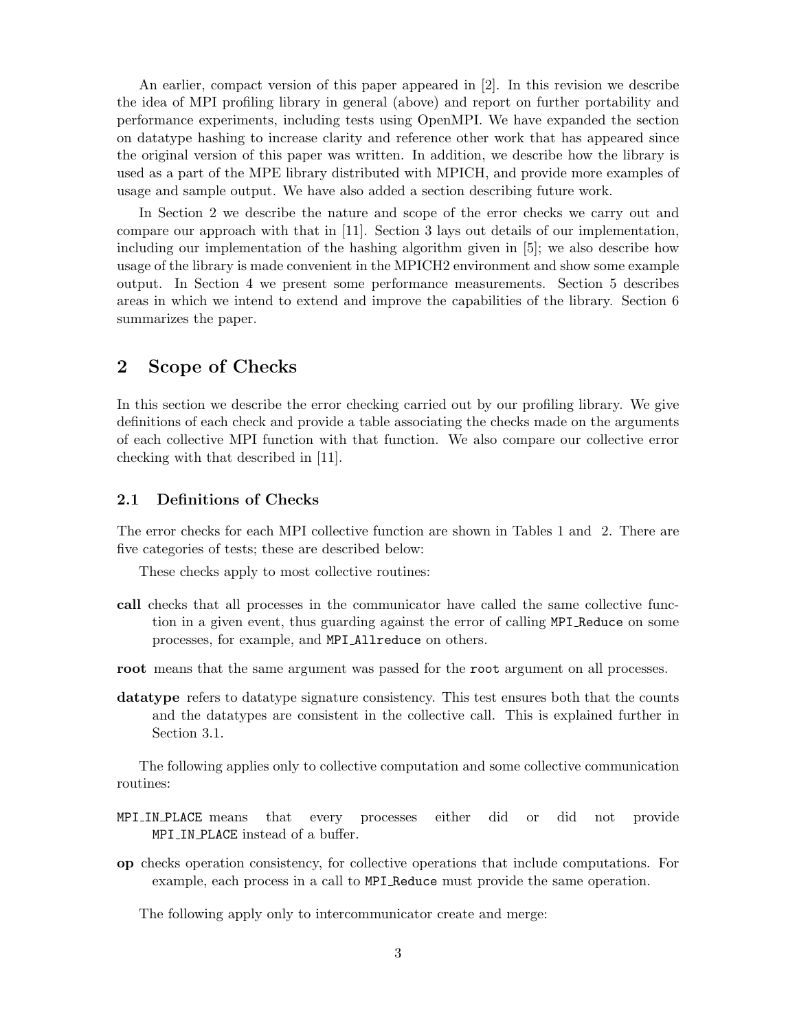An earlier, compact version of this paper appeared in [2]. In this revision we describe the idea of MPI profiling library in general (above) and report on further portability and performance experiments, including tests using OpenMPI. We have expanded the section on datatype hashing to increase clarity and reference other work that has appeared since the original version of this paper was written. In addition, we describe how the library is used as a part of the MPE library distributed with MPICH, and provide more examples of usage and sample output. We have also added a section describing future work.

In Section 2 we describe the nature and scope of the error checks we carry out and compare our approach with that in [11]. Section 3 lays out details of our implementation, including our implementation of the hashing algorithm given in [5]; we also describe how usage of the library is made convenient in the MPICH2 environment and show some example output. In Section 4 we present some performance measurements. Section 5 describes areas in which we intend to extend and improve the capabilities of the library. Section 6 summarizes the paper.

## 2 Scope of Checks

In this section we describe the error checking carried out by our profiling library. We give definitions of each check and provide a table associating the checks made on the arguments of each collective MPI function with that function. We also compare our collective error checking with that described in [11].

### 2.1 Definitions of Checks

The error checks for each MPI collective function are shown in Tables 1 and 2. There are five categories of tests; these are described below:

These checks apply to most collective routines:

**call** checks that all processes in the communicator have called the same collective function in a given event, thus guarding against the error of calling `MPI_Reduce` on some processes, for example, and `MPI_Allreduce` on others.

**root** means that the same argument was passed for the `root` argument on all processes.

**datatype** refers to datatype signature consistency. This test ensures both that the counts and the datatypes are consistent in the collective call. This is explained further in Section 3.1.

The following applies only to collective computation and some collective communication routines:

`MPI_IN_PLACE` means that every processes either did or did not provide `MPI_IN_PLACE` instead of a buffer.

**op** checks operation consistency, for collective operations that include computations. For example, each process in a call to `MPI_Reduce` must provide the same operation.

The following apply only to intercommunicator create and merge: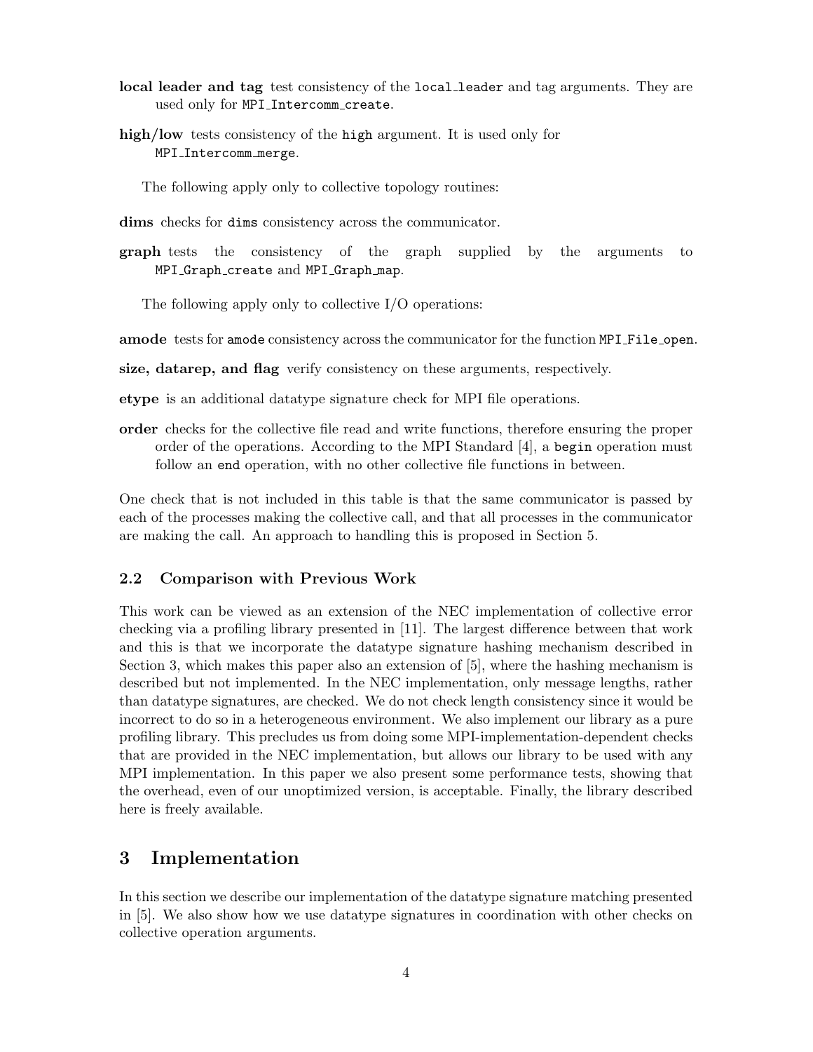**local leader and tag** test consistency of the `local_leader` and tag arguments. They are used only for `MPI_Intercomm_create`.

**high/low** tests consistency of the `high` argument. It is used only for `MPI_Intercomm_merge`.

The following apply only to collective topology routines:

**dims** checks for `dims` consistency across the communicator.

**graph** tests the consistency of the graph supplied by the arguments to `MPI_Graph_create` and `MPI_Graph_map`.

The following apply only to collective I/O operations:

**amode** tests for `amode` consistency across the communicator for the function `MPI_File_open`.

**size, datarep, and flag** verify consistency on these arguments, respectively.

**etype** is an additional datatype signature check for MPI file operations.

**order** checks for the collective file read and write functions, therefore ensuring the proper order of the operations. According to the MPI Standard [4], a `begin` operation must follow an `end` operation, with no other collective file functions in between.

One check that is not included in this table is that the same communicator is passed by each of the processes making the collective call, and that all processes in the communicator are making the call. An approach to handling this is proposed in Section 5.

### 2.2 Comparison with Previous Work

This work can be viewed as an extension of the NEC implementation of collective error checking via a profiling library presented in [11]. The largest difference between that work and this is that we incorporate the datatype signature hashing mechanism described in Section 3, which makes this paper also an extension of [5], where the hashing mechanism is described but not implemented. In the NEC implementation, only message lengths, rather than datatype signatures, are checked. We do not check length consistency since it would be incorrect to do so in a heterogeneous environment. We also implement our library as a pure profiling library. This precludes us from doing some MPI-implementation-dependent checks that are provided in the NEC implementation, but allows our library to be used with any MPI implementation. In this paper we also present some performance tests, showing that the overhead, even of our unoptimized version, is acceptable. Finally, the library described here is freely available.

## 3 Implementation

In this section we describe our implementation of the datatype signature matching presented in [5]. We also show how we use datatype signatures in coordination with other checks on collective operation arguments.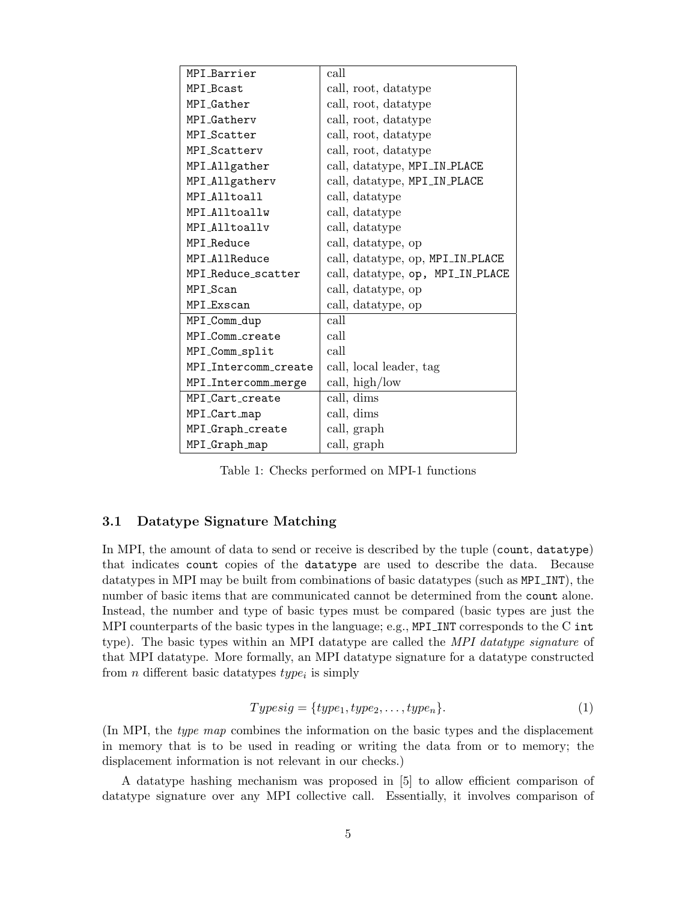| | |
|---|---|
| MPI_Barrier | call |
| MPI_Bcast | call, root, datatype |
| MPI_Gather | call, root, datatype |
| MPI_Gatherv | call, root, datatype |
| MPI_Scatter | call, root, datatype |
| MPI_Scatterv | call, root, datatype |
| MPI_Allgather | call, datatype, MPI_IN_PLACE |
| MPI_Allgatherv | call, datatype, MPI_IN_PLACE |
| MPI_Alltoall | call, datatype |
| MPI_Alltoallw | call, datatype |
| MPI_Alltoallv | call, datatype |
| MPI_Reduce | call, datatype, op |
| MPI_AllReduce | call, datatype, op, MPI_IN_PLACE |
| MPI_Reduce_scatter | call, datatype, op, MPI_IN_PLACE |
| MPI_Scan | call, datatype, op |
| MPI_Exscan | call, datatype, op |
| MPI_Comm_dup | call |
| MPI_Comm_create | call |
| MPI_Comm_split | call |
| MPI_Intercomm_create | call, local leader, tag |
| MPI_Intercomm_merge | call, high/low |
| MPI_Cart_create | call, dims |
| MPI_Cart_map | call, dims |
| MPI_Graph_create | call, graph |
| MPI_Graph_map | call, graph |

Table 1: Checks performed on MPI-1 functions

### 3.1 Datatype Signature Matching

In MPI, the amount of data to send or receive is described by the tuple (`count`, `datatype`) that indicates `count` copies of the `datatype` are used to describe the data. Because datatypes in MPI may be built from combinations of basic datatypes (such as `MPI_INT`), the number of basic items that are communicated cannot be determined from the `count` alone. Instead, the number and type of basic types must be compared (basic types are just the MPI counterparts of the basic types in the language; e.g., `MPI_INT` corresponds to the C `int` type). The basic types within an MPI datatype are called the *MPI datatype signature* of that MPI datatype. More formally, an MPI datatype signature for a datatype constructed from $n$ different basic datatypes $type_i$ is simply

$$Typesig = \{type_1, type_2, \ldots, type_n\}. \tag{1}$$

(In MPI, the *type map* combines the information on the basic types and the displacement in memory that is to be used in reading or writing the data from or to memory; the displacement information is not relevant in our checks.)

A datatype hashing mechanism was proposed in [5] to allow efficient comparison of datatype signature over any MPI collective call. Essentially, it involves comparison of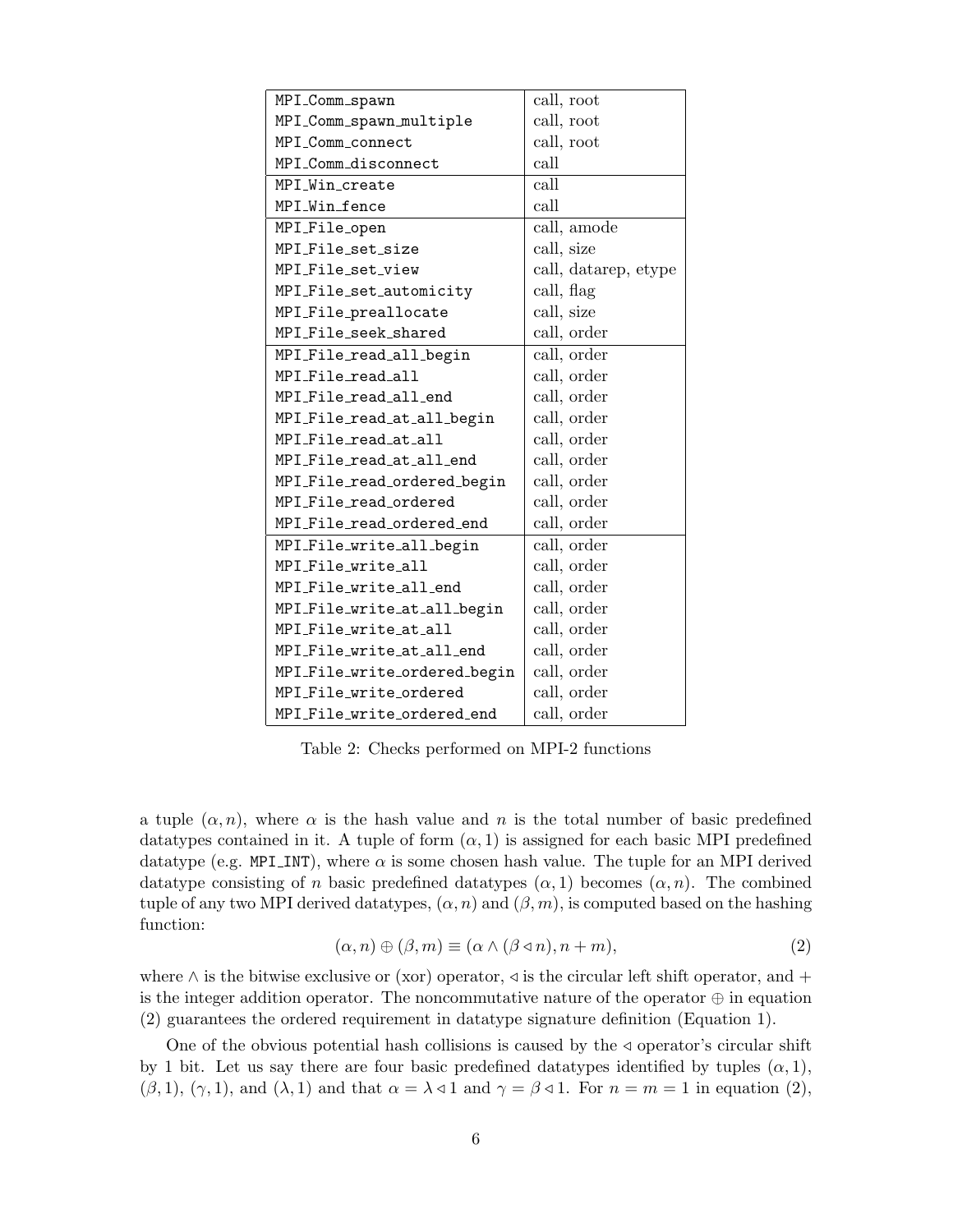| | |
|---|---|
| `MPI_Comm_spawn` | call, root |
| `MPI_Comm_spawn_multiple` | call, root |
| `MPI_Comm_connect` | call, root |
| `MPI_Comm_disconnect` | call |
| `MPI_Win_create` | call |
| `MPI_Win_fence` | call |
| `MPI_File_open` | call, amode |
| `MPI_File_set_size` | call, size |
| `MPI_File_set_view` | call, datarep, etype |
| `MPI_File_set_automicity` | call, flag |
| `MPI_File_preallocate` | call, size |
| `MPI_File_seek_shared` | call, order |
| `MPI_File_read_all_begin` | call, order |
| `MPI_File_read_all` | call, order |
| `MPI_File_read_all_end` | call, order |
| `MPI_File_read_at_all_begin` | call, order |
| `MPI_File_read_at_all` | call, order |
| `MPI_File_read_at_all_end` | call, order |
| `MPI_File_read_ordered_begin` | call, order |
| `MPI_File_read_ordered` | call, order |
| `MPI_File_read_ordered_end` | call, order |
| `MPI_File_write_all_begin` | call, order |
| `MPI_File_write_all` | call, order |
| `MPI_File_write_all_end` | call, order |
| `MPI_File_write_at_all_begin` | call, order |
| `MPI_File_write_at_all` | call, order |
| `MPI_File_write_at_all_end` | call, order |
| `MPI_File_write_ordered_begin` | call, order |
| `MPI_File_write_ordered` | call, order |
| `MPI_File_write_ordered_end` | call, order |

Table 2: Checks performed on MPI-2 functions

a tuple $(\alpha, n)$, where $\alpha$ is the hash value and $n$ is the total number of basic predefined datatypes contained in it. A tuple of form $(\alpha, 1)$ is assigned for each basic MPI predefined datatype (e.g. `MPI_INT`), where $\alpha$ is some chosen hash value. The tuple for an MPI derived datatype consisting of $n$ basic predefined datatypes $(\alpha, 1)$ becomes $(\alpha, n)$. The combined tuple of any two MPI derived datatypes, $(\alpha, n)$ and $(\beta, m)$, is computed based on the hashing function:

$$(\alpha, n) \oplus (\beta, m) \equiv (\alpha \wedge (\beta \lhd n), n + m), \tag{2}$$

where $\wedge$ is the bitwise exclusive or (xor) operator, $\lhd$ is the circular left shift operator, and $+$ is the integer addition operator. The noncommutative nature of the operator $\oplus$ in equation (2) guarantees the ordered requirement in datatype signature definition (Equation 1).

One of the obvious potential hash collisions is caused by the $\lhd$ operator's circular shift by 1 bit. Let us say there are four basic predefined datatypes identified by tuples $(\alpha, 1)$, $(\beta, 1)$, $(\gamma, 1)$, and $(\lambda, 1)$ and that $\alpha = \lambda \lhd 1$ and $\gamma = \beta \lhd 1$. For $n = m = 1$ in equation (2),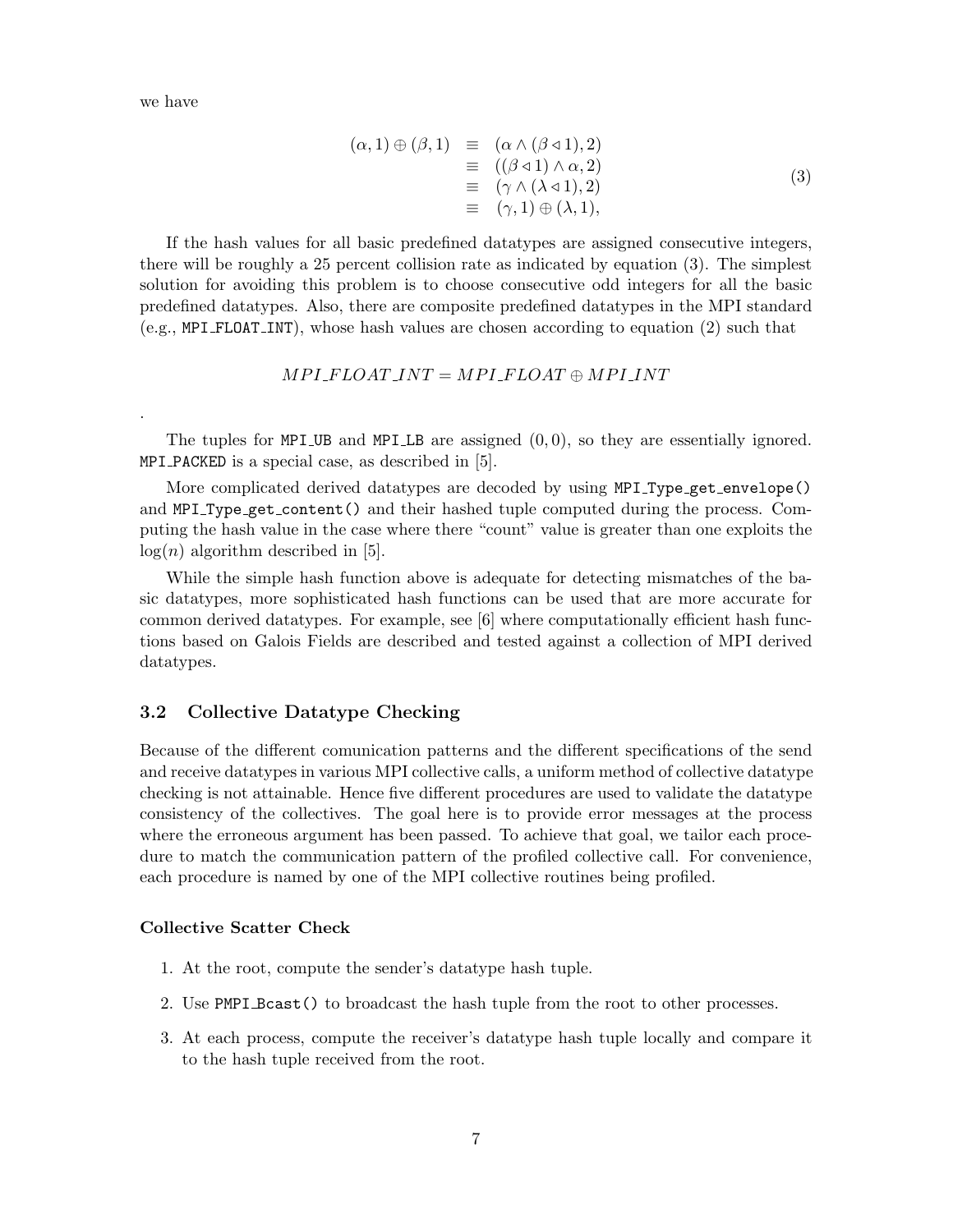we have

$$
\begin{aligned}
(\alpha, 1) \oplus (\beta, 1) &\equiv (\alpha \wedge (\beta \triangleleft 1), 2) \\
&\equiv ((\beta \triangleleft 1) \wedge \alpha, 2) \\
&\equiv (\gamma \wedge (\lambda \triangleleft 1), 2) \\
&\equiv (\gamma, 1) \oplus (\lambda, 1),
\end{aligned}
\tag{3}
$$

If the hash values for all basic predefined datatypes are assigned consecutive integers, there will be roughly a 25 percent collision rate as indicated by equation (3). The simplest solution for avoiding this problem is to choose consecutive odd integers for all the basic predefined datatypes. Also, there are composite predefined datatypes in the MPI standard (e.g., `MPI_FLOAT_INT`), whose hash values are chosen according to equation (2) such that

$$
MPI\_FLOAT\_INT = MPI\_FLOAT \oplus MPI\_INT
$$

.

The tuples for `MPI_UB` and `MPI_LB` are assigned $(0, 0)$, so they are essentially ignored. `MPI_PACKED` is a special case, as described in [5].

More complicated derived datatypes are decoded by using `MPI_Type_get_envelope()` and `MPI_Type_get_content()` and their hashed tuple computed during the process. Computing the hash value in the case where there "count" value is greater than one exploits the $\log(n)$ algorithm described in [5].

While the simple hash function above is adequate for detecting mismatches of the basic datatypes, more sophisticated hash functions can be used that are more accurate for common derived datatypes. For example, see [6] where computationally efficient hash functions based on Galois Fields are described and tested against a collection of MPI derived datatypes.

### 3.2 Collective Datatype Checking

Because of the different comunication patterns and the different specifications of the send and receive datatypes in various MPI collective calls, a uniform method of collective datatype checking is not attainable. Hence five different procedures are used to validate the datatype consistency of the collectives. The goal here is to provide error messages at the process where the erroneous argument has been passed. To achieve that goal, we tailor each procedure to match the communication pattern of the profiled collective call. For convenience, each procedure is named by one of the MPI collective routines being profiled.

**Collective Scatter Check**

1. At the root, compute the sender's datatype hash tuple.
2. Use `PMPI_Bcast()` to broadcast the hash tuple from the root to other processes.
3. At each process, compute the receiver's datatype hash tuple locally and compare it to the hash tuple received from the root.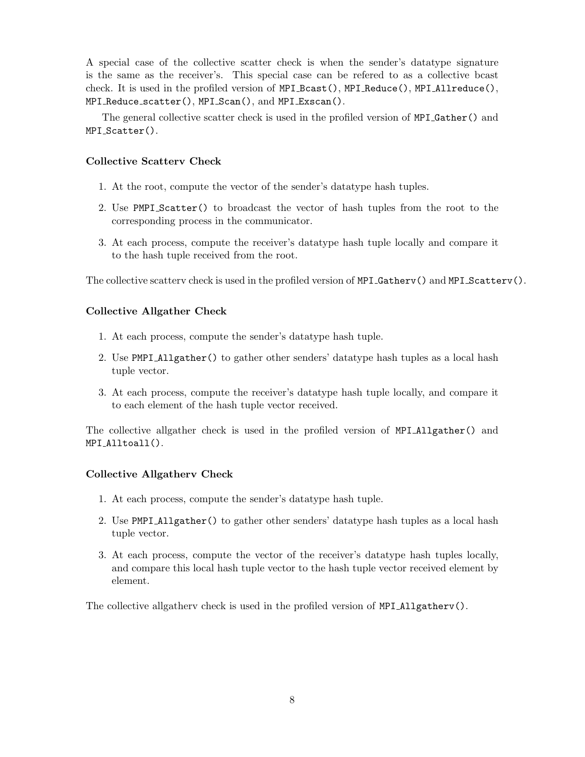A special case of the collective scatter check is when the sender's datatype signature is the same as the receiver's. This special case can be refered to as a collective bcast check. It is used in the profiled version of `MPI_Bcast()`, `MPI_Reduce()`, `MPI_Allreduce()`, `MPI_Reduce_scatter()`, `MPI_Scan()`, and `MPI_Exscan()`.

The general collective scatter check is used in the profiled version of `MPI_Gather()` and `MPI_Scatter()`.

### Collective Scatterv Check

1. At the root, compute the vector of the sender's datatype hash tuples.
2. Use `PMPI_Scatter()` to broadcast the vector of hash tuples from the root to the corresponding process in the communicator.
3. At each process, compute the receiver's datatype hash tuple locally and compare it to the hash tuple received from the root.

The collective scatterv check is used in the profiled version of `MPI_Gatherv()` and `MPI_Scatterv()`.

### Collective Allgather Check

1. At each process, compute the sender's datatype hash tuple.
2. Use `PMPI_Allgather()` to gather other senders' datatype hash tuples as a local hash tuple vector.
3. At each process, compute the receiver's datatype hash tuple locally, and compare it to each element of the hash tuple vector received.

The collective allgather check is used in the profiled version of `MPI_Allgather()` and `MPI_Alltoall()`.

### Collective Allgatherv Check

1. At each process, compute the sender's datatype hash tuple.
2. Use `PMPI_Allgather()` to gather other senders' datatype hash tuples as a local hash tuple vector.
3. At each process, compute the vector of the receiver's datatype hash tuples locally, and compare this local hash tuple vector to the hash tuple vector received element by element.

The collective allgatherv check is used in the profiled version of `MPI_Allgatherv()`.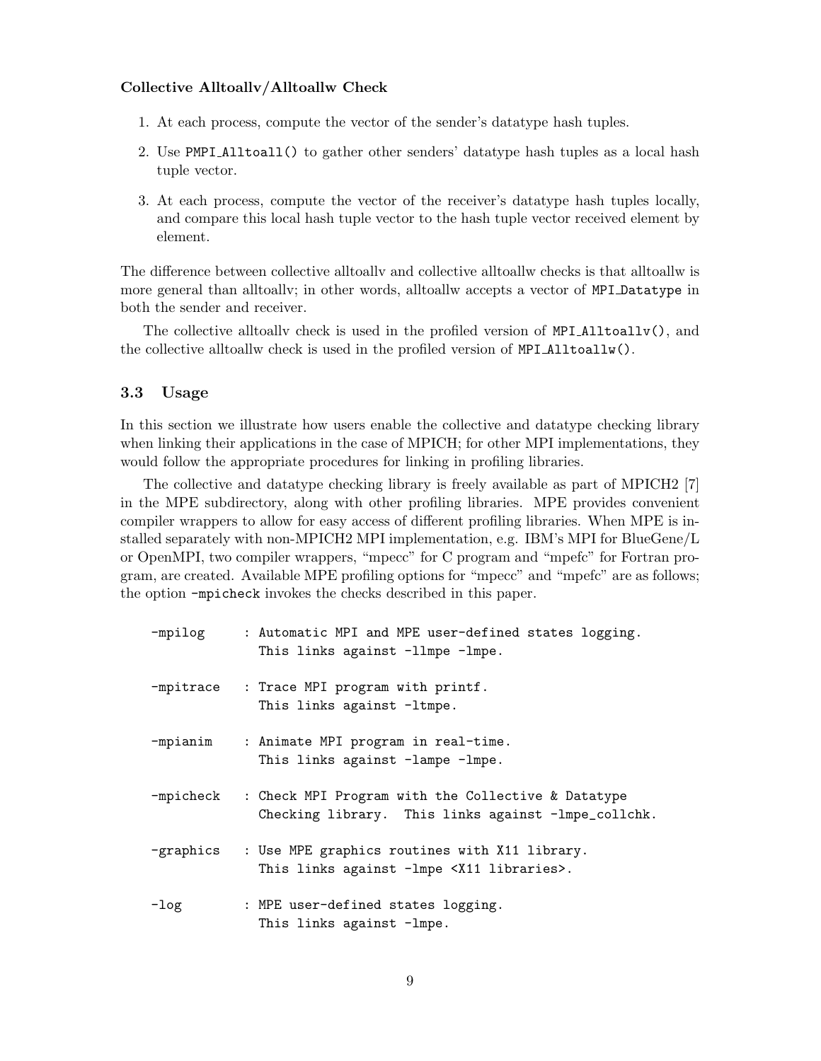**Collective Alltoallv/Alltoallw Check**

1. At each process, compute the vector of the sender's datatype hash tuples.
2. Use `PMPI_Alltoall()` to gather other senders' datatype hash tuples as a local hash tuple vector.
3. At each process, compute the vector of the receiver's datatype hash tuples locally, and compare this local hash tuple vector to the hash tuple vector received element by element.

The difference between collective alltoallv and collective alltoallw checks is that alltoallw is more general than alltoallv; in other words, alltoallw accepts a vector of `MPI_Datatype` in both the sender and receiver.

The collective alltoallv check is used in the profiled version of `MPI_Alltoallv()`, and the collective alltoallw check is used in the profiled version of `MPI_Alltoallw()`.

## 3.3 Usage

In this section we illustrate how users enable the collective and datatype checking library when linking their applications in the case of MPICH; for other MPI implementations, they would follow the appropriate procedures for linking in profiling libraries.

The collective and datatype checking library is freely available as part of MPICH2 [7] in the MPE subdirectory, along with other profiling libraries. MPE provides convenient compiler wrappers to allow for easy access of different profiling libraries. When MPE is installed separately with non-MPICH2 MPI implementation, e.g. IBM's MPI for BlueGene/L or OpenMPI, two compiler wrappers, "mpecc" for C program and "mpefc" for Fortran program, are created. Available MPE profiling options for "mpecc" and "mpefc" are as follows; the option `-mpicheck` invokes the checks described in this paper.

```
-mpilog     : Automatic MPI and MPE user-defined states logging.
              This links against -llmpe -lmpe.

-mpitrace   : Trace MPI program with printf.
              This links against -ltmpe.

-mpianim    : Animate MPI program in real-time.
              This links against -lampe -lmpe.

-mpicheck   : Check MPI Program with the Collective & Datatype
              Checking library.  This links against -lmpe_collchk.

-graphics   : Use MPE graphics routines with X11 library.
              This links against -lmpe <X11 libraries>.

-log        : MPE user-defined states logging.
              This links against -lmpe.
```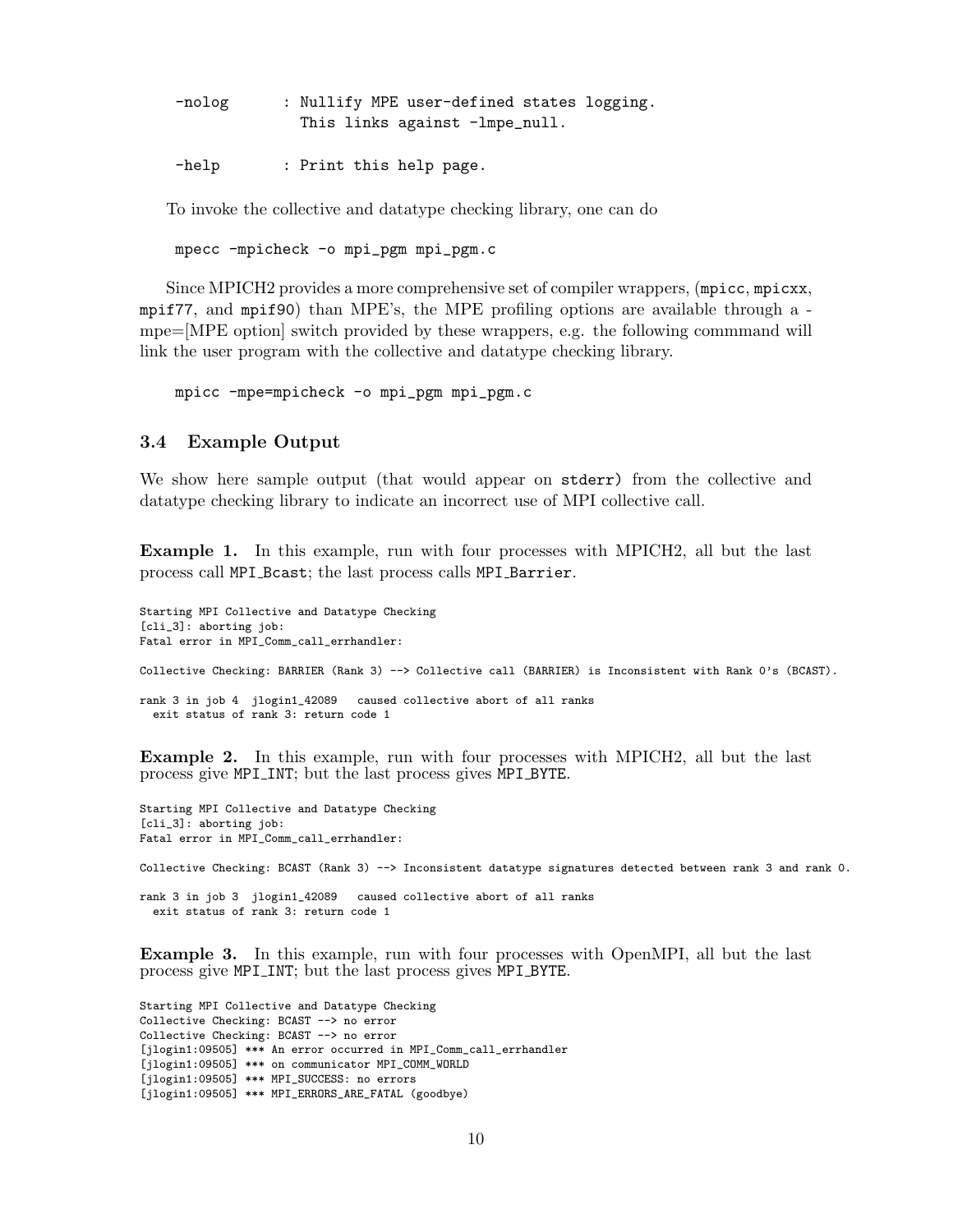```
-nolog      : Nullify MPE user-defined states logging.
              This links against -lmpe_null.

-help       : Print this help page.
```

To invoke the collective and datatype checking library, one can do

```
mpecc -mpicheck -o mpi_pgm mpi_pgm.c
```

Since MPICH2 provides a more comprehensive set of compiler wrappers, (mpicc, mpicxx, mpif77, and mpif90) than MPE's, the MPE profiling options are available through a -mpe=[MPE option] switch provided by these wrappers, e.g. the following commmand will link the user program with the collective and datatype checking library.

```
mpicc -mpe=mpicheck -o mpi_pgm mpi_pgm.c
```

### 3.4 Example Output

We show here sample output (that would appear on stderr) from the collective and datatype checking library to indicate an incorrect use of MPI collective call.

**Example 1.** In this example, run with four processes with MPICH2, all but the last process call MPI_Bcast; the last process calls MPI_Barrier.

```
Starting MPI Collective and Datatype Checking
[cli_3]: aborting job:
Fatal error in MPI_Comm_call_errhandler:

Collective Checking: BARRIER (Rank 3) --> Collective call (BARRIER) is Inconsistent with Rank 0's (BCAST).

rank 3 in job 4  jlogin1_42089   caused collective abort of all ranks
  exit status of rank 3: return code 1
```

**Example 2.** In this example, run with four processes with MPICH2, all but the last process give MPI_INT; but the last process gives MPI_BYTE.

```
Starting MPI Collective and Datatype Checking
[cli_3]: aborting job:
Fatal error in MPI_Comm_call_errhandler:

Collective Checking: BCAST (Rank 3) --> Inconsistent datatype signatures detected between rank 3 and rank 0.

rank 3 in job 3  jlogin1_42089   caused collective abort of all ranks
  exit status of rank 3: return code 1
```

**Example 3.** In this example, run with four processes with OpenMPI, all but the last process give MPI_INT; but the last process gives MPI_BYTE.

```
Starting MPI Collective and Datatype Checking
Collective Checking: BCAST --> no error
Collective Checking: BCAST --> no error
[jlogin1:09505] *** An error occurred in MPI_Comm_call_errhandler
[jlogin1:09505] *** on communicator MPI_COMM_WORLD
[jlogin1:09505] *** MPI_SUCCESS: no errors
[jlogin1:09505] *** MPI_ERRORS_ARE_FATAL (goodbye)
```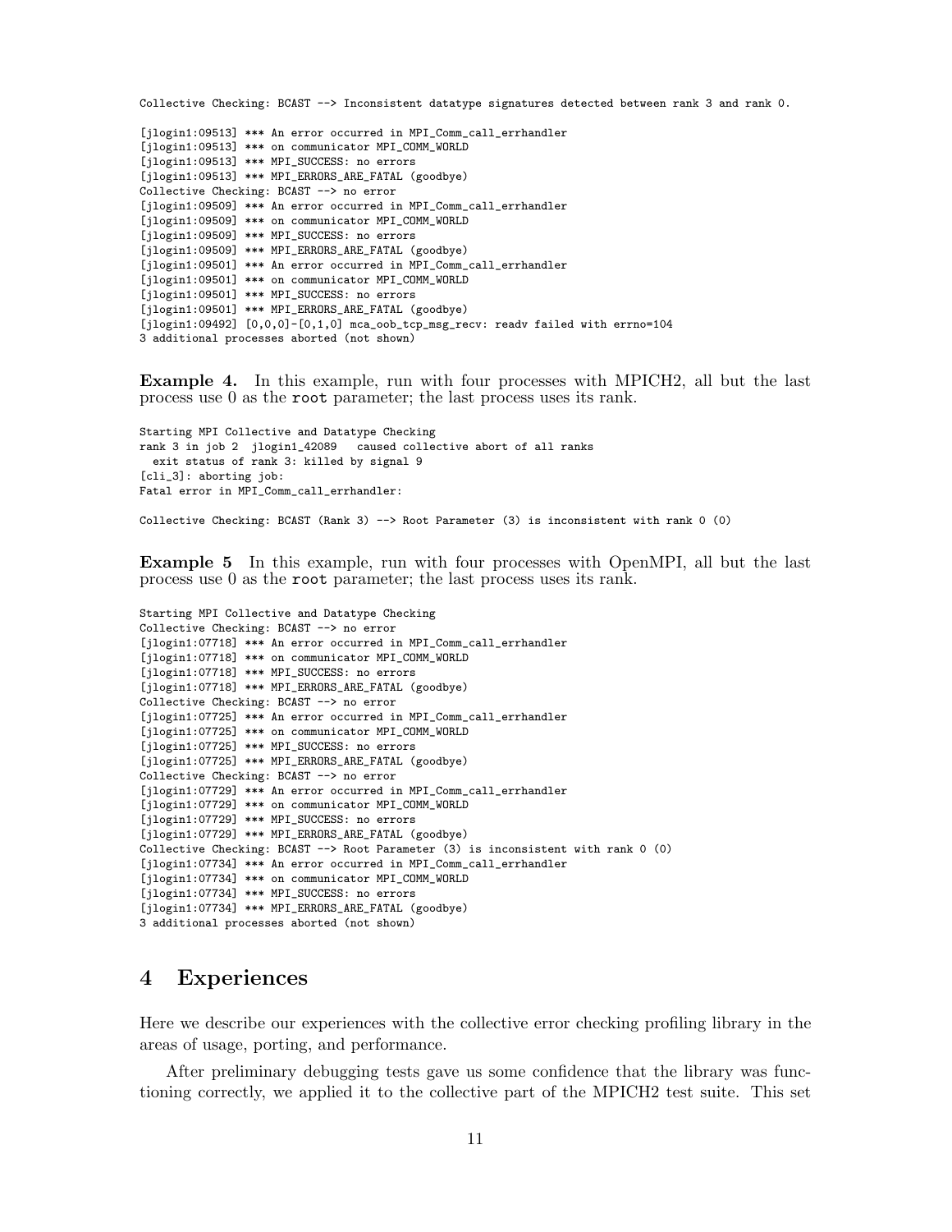```
Collective Checking: BCAST --> Inconsistent datatype signatures detected between rank 3 and rank 0.

[jlogin1:09513] *** An error occurred in MPI_Comm_call_errhandler
[jlogin1:09513] *** on communicator MPI_COMM_WORLD
[jlogin1:09513] *** MPI_SUCCESS: no errors
[jlogin1:09513] *** MPI_ERRORS_ARE_FATAL (goodbye)
Collective Checking: BCAST --> no error
[jlogin1:09509] *** An error occurred in MPI_Comm_call_errhandler
[jlogin1:09509] *** on communicator MPI_COMM_WORLD
[jlogin1:09509] *** MPI_SUCCESS: no errors
[jlogin1:09509] *** MPI_ERRORS_ARE_FATAL (goodbye)
[jlogin1:09501] *** An error occurred in MPI_Comm_call_errhandler
[jlogin1:09501] *** on communicator MPI_COMM_WORLD
[jlogin1:09501] *** MPI_SUCCESS: no errors
[jlogin1:09501] *** MPI_ERRORS_ARE_FATAL (goodbye)
[jlogin1:09492] [0,0,0]-[0,1,0] mca_oob_tcp_msg_recv: readv failed with errno=104
3 additional processes aborted (not shown)
```

**Example 4.** In this example, run with four processes with MPICH2, all but the last process use 0 as the `root` parameter; the last process uses its rank.

```
Starting MPI Collective and Datatype Checking
rank 3 in job 2  jlogin1_42089   caused collective abort of all ranks
  exit status of rank 3: killed by signal 9
[cli_3]: aborting job:
Fatal error in MPI_Comm_call_errhandler:

Collective Checking: BCAST (Rank 3) --> Root Parameter (3) is inconsistent with rank 0 (0)
```

**Example 5** In this example, run with four processes with OpenMPI, all but the last process use 0 as the `root` parameter; the last process uses its rank.

```
Starting MPI Collective and Datatype Checking
Collective Checking: BCAST --> no error
[jlogin1:07718] *** An error occurred in MPI_Comm_call_errhandler
[jlogin1:07718] *** on communicator MPI_COMM_WORLD
[jlogin1:07718] *** MPI_SUCCESS: no errors
[jlogin1:07718] *** MPI_ERRORS_ARE_FATAL (goodbye)
Collective Checking: BCAST --> no error
[jlogin1:07725] *** An error occurred in MPI_Comm_call_errhandler
[jlogin1:07725] *** on communicator MPI_COMM_WORLD
[jlogin1:07725] *** MPI_SUCCESS: no errors
[jlogin1:07725] *** MPI_ERRORS_ARE_FATAL (goodbye)
Collective Checking: BCAST --> no error
[jlogin1:07729] *** An error occurred in MPI_Comm_call_errhandler
[jlogin1:07729] *** on communicator MPI_COMM_WORLD
[jlogin1:07729] *** MPI_SUCCESS: no errors
[jlogin1:07729] *** MPI_ERRORS_ARE_FATAL (goodbye)
Collective Checking: BCAST --> Root Parameter (3) is inconsistent with rank 0 (0)
[jlogin1:07734] *** An error occurred in MPI_Comm_call_errhandler
[jlogin1:07734] *** on communicator MPI_COMM_WORLD
[jlogin1:07734] *** MPI_SUCCESS: no errors
[jlogin1:07734] *** MPI_ERRORS_ARE_FATAL (goodbye)
3 additional processes aborted (not shown)
```

# 4 Experiences

Here we describe our experiences with the collective error checking profiling library in the areas of usage, porting, and performance.

After preliminary debugging tests gave us some confidence that the library was functioning correctly, we applied it to the collective part of the MPICH2 test suite. This set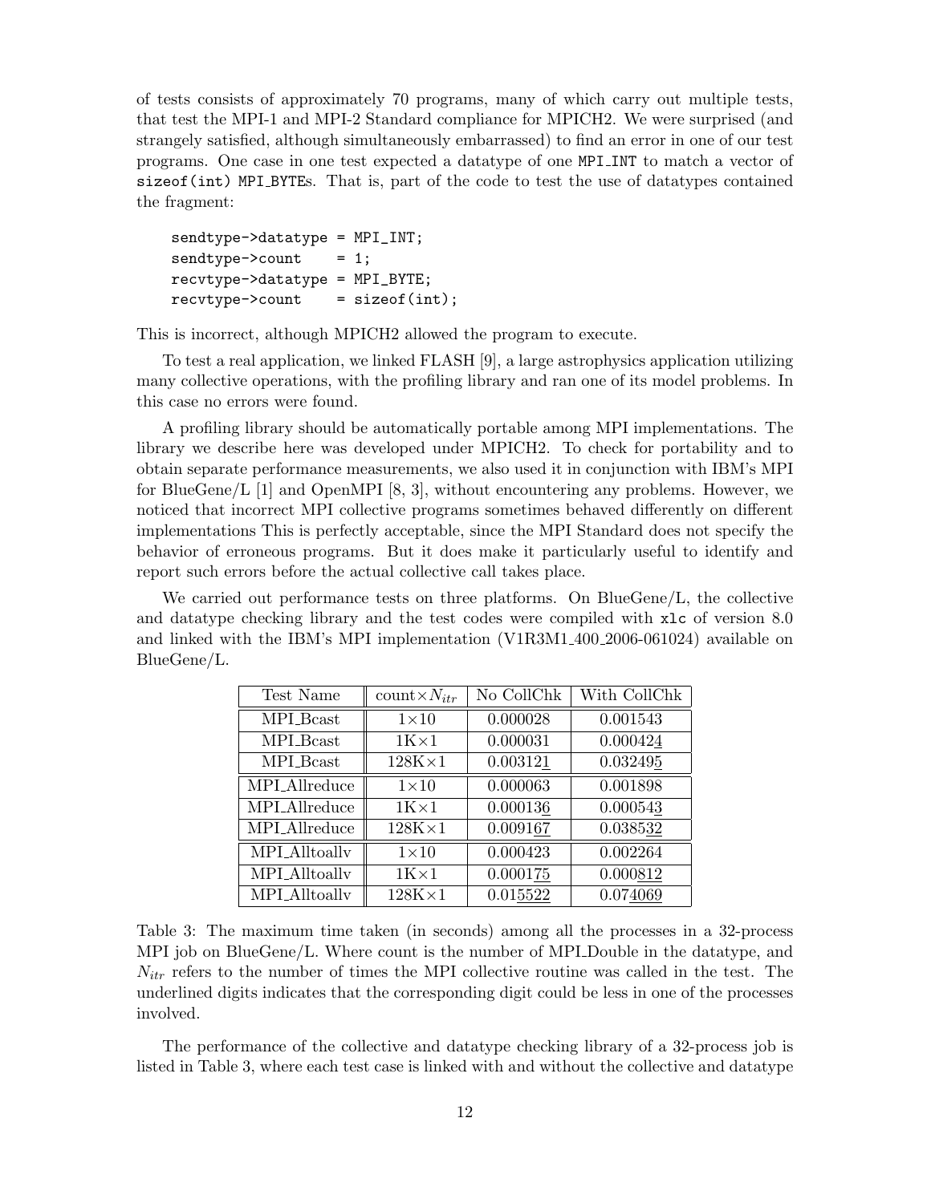of tests consists of approximately 70 programs, many of which carry out multiple tests, that test the MPI-1 and MPI-2 Standard compliance for MPICH2. We were surprised (and strangely satisfied, although simultaneously embarrassed) to find an error in one of our test programs. One case in one test expected a datatype of one MPI_INT to match a vector of sizeof(int) MPI_BYTEs. That is, part of the code to test the use of datatypes contained the fragment:

```
sendtype->datatype = MPI_INT;
sendtype->count    = 1;
recvtype->datatype = MPI_BYTE;
recvtype->count    = sizeof(int);
```

This is incorrect, although MPICH2 allowed the program to execute.

To test a real application, we linked FLASH [9], a large astrophysics application utilizing many collective operations, with the profiling library and ran one of its model problems. In this case no errors were found.

A profiling library should be automatically portable among MPI implementations. The library we describe here was developed under MPICH2. To check for portability and to obtain separate performance measurements, we also used it in conjunction with IBM's MPI for BlueGene/L [1] and OpenMPI [8, 3], without encountering any problems. However, we noticed that incorrect MPI collective programs sometimes behaved differently on different implementations This is perfectly acceptable, since the MPI Standard does not specify the behavior of erroneous programs. But it does make it particularly useful to identify and report such errors before the actual collective call takes place.

We carried out performance tests on three platforms. On BlueGene/L, the collective and datatype checking library and the test codes were compiled with xlc of version 8.0 and linked with the IBM's MPI implementation (V1R3M1_400_2006-061024) available on BlueGene/L.

| Test Name | count$\times N_{itr}$ | No CollChk | With CollChk |
|---|---|---|---|
| MPI_Bcast | 1×10 | 0.000028 | 0.001543 |
| MPI_Bcast | 1K×1 | 0.000031 | 0.000424 |
| MPI_Bcast | 128K×1 | 0.003121 | 0.032495 |
| MPI_Allreduce | 1×10 | 0.000063 | 0.001898 |
| MPI_Allreduce | 1K×1 | 0.000136 | 0.000543 |
| MPI_Allreduce | 128K×1 | 0.009167 | 0.038532 |
| MPI_Alltoallv | 1×10 | 0.000423 | 0.002264 |
| MPI_Alltoallv | 1K×1 | 0.000175 | 0.000812 |
| MPI_Alltoallv | 128K×1 | 0.015522 | 0.074069 |

Table 3: The maximum time taken (in seconds) among all the processes in a 32-process MPI job on BlueGene/L. Where count is the number of MPI_Double in the datatype, and $N_{itr}$ refers to the number of times the MPI collective routine was called in the test. The underlined digits indicates that the corresponding digit could be less in one of the processes involved.

The performance of the collective and datatype checking library of a 32-process job is listed in Table 3, where each test case is linked with and without the collective and datatype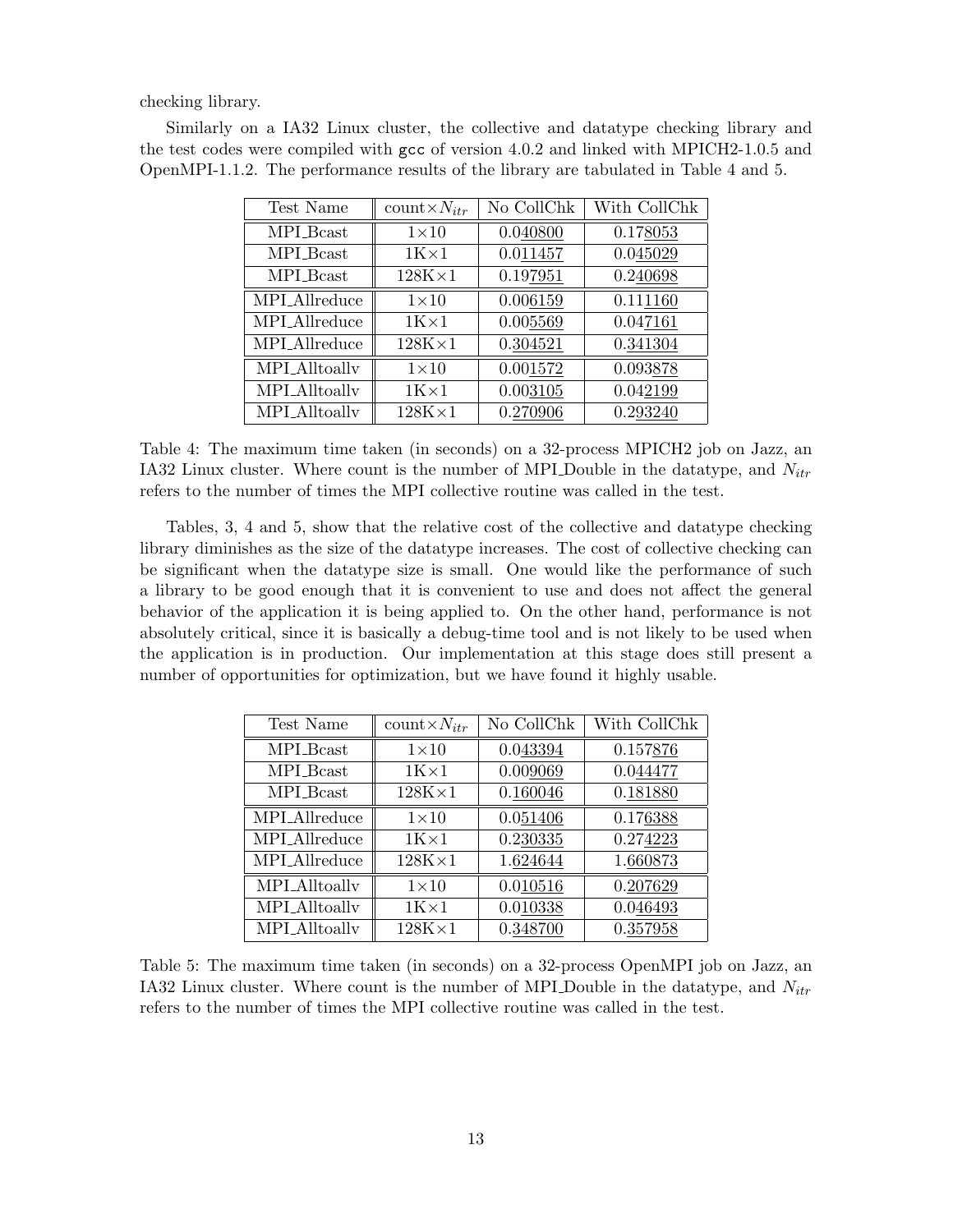checking library.

Similarly on a IA32 Linux cluster, the collective and datatype checking library and the test codes were compiled with `gcc` of version 4.0.2 and linked with MPICH2-1.0.5 and OpenMPI-1.1.2. The performance results of the library are tabulated in Table 4 and 5.

| Test Name | count$\times N_{itr}$ | No CollChk | With CollChk |
|---|---|---|---|
| MPI_Bcast | 1×10 | 0.040800 | 0.178053 |
| MPI_Bcast | 1K×1 | 0.011457 | 0.045029 |
| MPI_Bcast | 128K×1 | 0.197951 | 0.240698 |
| MPI_Allreduce | 1×10 | 0.006159 | 0.111160 |
| MPI_Allreduce | 1K×1 | 0.005569 | 0.047161 |
| MPI_Allreduce | 128K×1 | 0.304521 | 0.341304 |
| MPI_Alltoallv | 1×10 | 0.001572 | 0.093878 |
| MPI_Alltoallv | 1K×1 | 0.003105 | 0.042199 |
| MPI_Alltoallv | 128K×1 | 0.270906 | 0.293240 |

Table 4: The maximum time taken (in seconds) on a 32-process MPICH2 job on Jazz, an IA32 Linux cluster. Where count is the number of MPI_Double in the datatype, and $N_{itr}$ refers to the number of times the MPI collective routine was called in the test.

Tables, 3, 4 and 5, show that the relative cost of the collective and datatype checking library diminishes as the size of the datatype increases. The cost of collective checking can be significant when the datatype size is small. One would like the performance of such a library to be good enough that it is convenient to use and does not affect the general behavior of the application it is being applied to. On the other hand, performance is not absolutely critical, since it is basically a debug-time tool and is not likely to be used when the application is in production. Our implementation at this stage does still present a number of opportunities for optimization, but we have found it highly usable.

| Test Name | count$\times N_{itr}$ | No CollChk | With CollChk |
|---|---|---|---|
| MPI_Bcast | 1×10 | 0.043394 | 0.157876 |
| MPI_Bcast | 1K×1 | 0.009069 | 0.044477 |
| MPI_Bcast | 128K×1 | 0.160046 | 0.181880 |
| MPI_Allreduce | 1×10 | 0.051406 | 0.176388 |
| MPI_Allreduce | 1K×1 | 0.230335 | 0.274223 |
| MPI_Allreduce | 128K×1 | 1.624644 | 1.660873 |
| MPI_Alltoallv | 1×10 | 0.010516 | 0.207629 |
| MPI_Alltoallv | 1K×1 | 0.010338 | 0.046493 |
| MPI_Alltoallv | 128K×1 | 0.348700 | 0.357958 |

Table 5: The maximum time taken (in seconds) on a 32-process OpenMPI job on Jazz, an IA32 Linux cluster. Where count is the number of MPI_Double in the datatype, and $N_{itr}$ refers to the number of times the MPI collective routine was called in the test.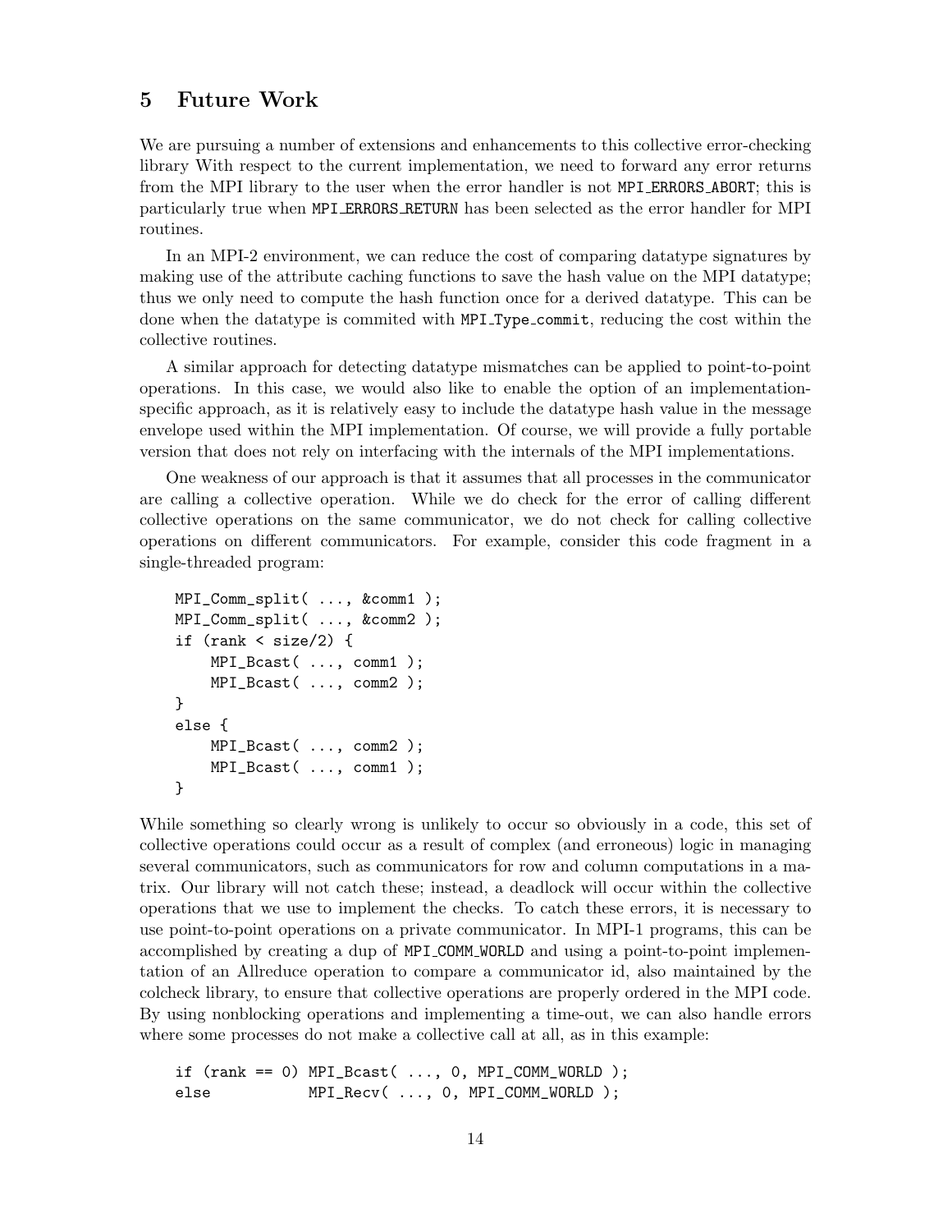## 5 Future Work

We are pursuing a number of extensions and enhancements to this collective error-checking library With respect to the current implementation, we need to forward any error returns from the MPI library to the user when the error handler is not `MPI_ERRORS_ABORT`; this is particularly true when `MPI_ERRORS_RETURN` has been selected as the error handler for MPI routines.

In an MPI-2 environment, we can reduce the cost of comparing datatype signatures by making use of the attribute caching functions to save the hash value on the MPI datatype; thus we only need to compute the hash function once for a derived datatype. This can be done when the datatype is commited with `MPI_Type_commit`, reducing the cost within the collective routines.

A similar approach for detecting datatype mismatches can be applied to point-to-point operations. In this case, we would also like to enable the option of an implementation-specific approach, as it is relatively easy to include the datatype hash value in the message envelope used within the MPI implementation. Of course, we will provide a fully portable version that does not rely on interfacing with the internals of the MPI implementations.

One weakness of our approach is that it assumes that all processes in the communicator are calling a collective operation. While we do check for the error of calling different collective operations on the same communicator, we do not check for calling collective operations on different communicators. For example, consider this code fragment in a single-threaded program:

```
MPI_Comm_split( ..., &comm1 );
MPI_Comm_split( ..., &comm2 );
if (rank < size/2) {
    MPI_Bcast( ..., comm1 );
    MPI_Bcast( ..., comm2 );
}
else {
    MPI_Bcast( ..., comm2 );
    MPI_Bcast( ..., comm1 );
}
```

While something so clearly wrong is unlikely to occur so obviously in a code, this set of collective operations could occur as a result of complex (and erroneous) logic in managing several communicators, such as communicators for row and column computations in a matrix. Our library will not catch these; instead, a deadlock will occur within the collective operations that we use to implement the checks. To catch these errors, it is necessary to use point-to-point operations on a private communicator. In MPI-1 programs, this can be accomplished by creating a dup of `MPI_COMM_WORLD` and using a point-to-point implementation of an Allreduce operation to compare a communicator id, also maintained by the colcheck library, to ensure that collective operations are properly ordered in the MPI code. By using nonblocking operations and implementing a time-out, we can also handle errors where some processes do not make a collective call at all, as in this example:

```
if (rank == 0) MPI_Bcast( ..., 0, MPI_COMM_WORLD );
else           MPI_Recv( ..., 0, MPI_COMM_WORLD );
```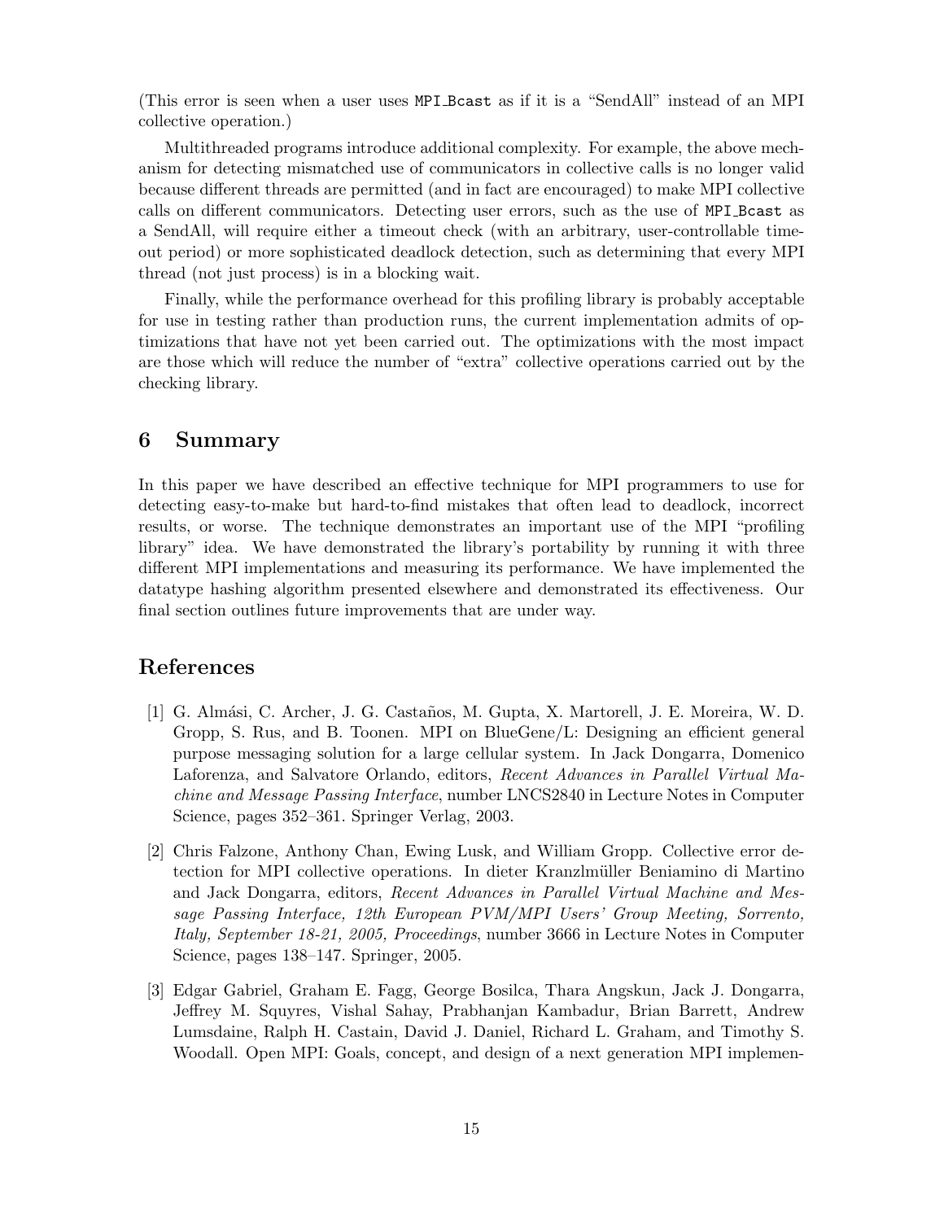(This error is seen when a user uses `MPI_Bcast` as if it is a "SendAll" instead of an MPI collective operation.)

Multithreaded programs introduce additional complexity. For example, the above mechanism for detecting mismatched use of communicators in collective calls is no longer valid because different threads are permitted (and in fact are encouraged) to make MPI collective calls on different communicators. Detecting user errors, such as the use of `MPI_Bcast` as a SendAll, will require either a timeout check (with an arbitrary, user-controllable timeout period) or more sophisticated deadlock detection, such as determining that every MPI thread (not just process) is in a blocking wait.

Finally, while the performance overhead for this profiling library is probably acceptable for use in testing rather than production runs, the current implementation admits of optimizations that have not yet been carried out. The optimizations with the most impact are those which will reduce the number of "extra" collective operations carried out by the checking library.

## 6 Summary

In this paper we have described an effective technique for MPI programmers to use for detecting easy-to-make but hard-to-find mistakes that often lead to deadlock, incorrect results, or worse. The technique demonstrates an important use of the MPI "profiling library" idea. We have demonstrated the library's portability by running it with three different MPI implementations and measuring its performance. We have implemented the datatype hashing algorithm presented elsewhere and demonstrated its effectiveness. Our final section outlines future improvements that are under way.

## References

[1] G. Almási, C. Archer, J. G. Castaños, M. Gupta, X. Martorell, J. E. Moreira, W. D. Gropp, S. Rus, and B. Toonen. MPI on BlueGene/L: Designing an efficient general purpose messaging solution for a large cellular system. In Jack Dongarra, Domenico Laforenza, and Salvatore Orlando, editors, *Recent Advances in Parallel Virtual Machine and Message Passing Interface*, number LNCS2840 in Lecture Notes in Computer Science, pages 352–361. Springer Verlag, 2003.

[2] Chris Falzone, Anthony Chan, Ewing Lusk, and William Gropp. Collective error detection for MPI collective operations. In dieter Kranzlmüller Beniamino di Martino and Jack Dongarra, editors, *Recent Advances in Parallel Virtual Machine and Message Passing Interface, 12th European PVM/MPI Users' Group Meeting, Sorrento, Italy, September 18-21, 2005, Proceedings*, number 3666 in Lecture Notes in Computer Science, pages 138–147. Springer, 2005.

[3] Edgar Gabriel, Graham E. Fagg, George Bosilca, Thara Angskun, Jack J. Dongarra, Jeffrey M. Squyres, Vishal Sahay, Prabhanjan Kambadur, Brian Barrett, Andrew Lumsdaine, Ralph H. Castain, David J. Daniel, Richard L. Graham, and Timothy S. Woodall. Open MPI: Goals, concept, and design of a next generation MPI implemen-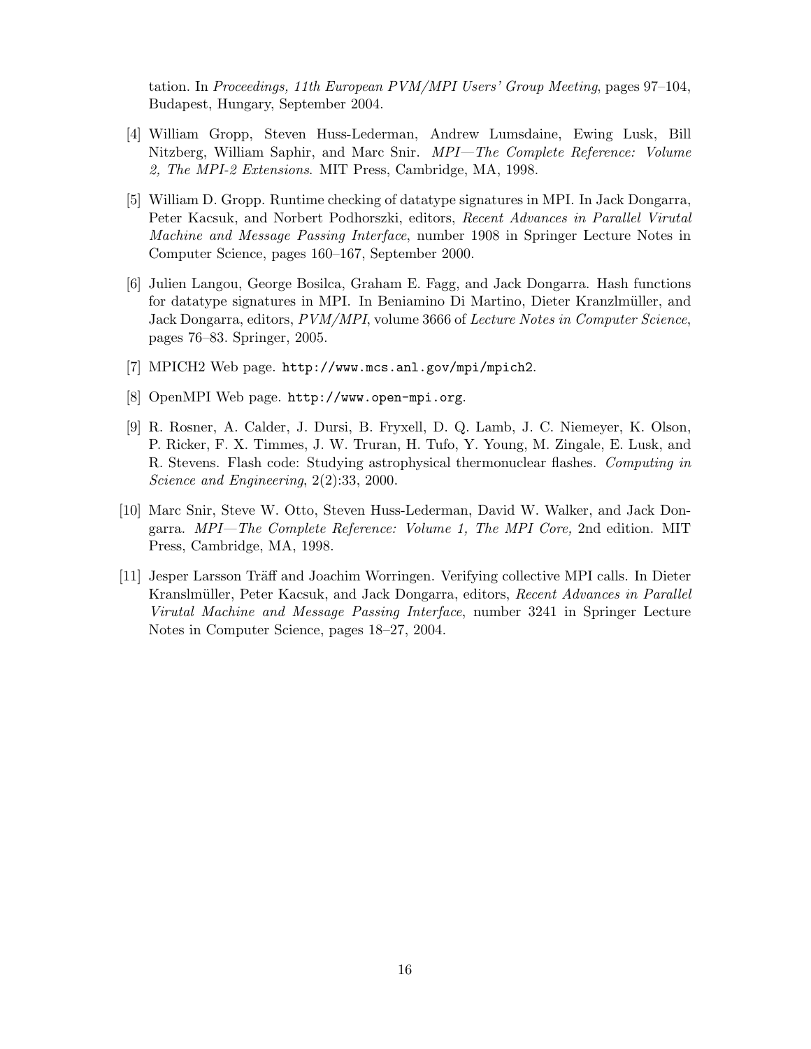tation. In *Proceedings, 11th European PVM/MPI Users' Group Meeting*, pages 97–104, Budapest, Hungary, September 2004.

[4] William Gropp, Steven Huss-Lederman, Andrew Lumsdaine, Ewing Lusk, Bill Nitzberg, William Saphir, and Marc Snir. *MPI—The Complete Reference: Volume 2, The MPI-2 Extensions*. MIT Press, Cambridge, MA, 1998.

[5] William D. Gropp. Runtime checking of datatype signatures in MPI. In Jack Dongarra, Peter Kacsuk, and Norbert Podhorszki, editors, *Recent Advances in Parallel Virutal Machine and Message Passing Interface*, number 1908 in Springer Lecture Notes in Computer Science, pages 160–167, September 2000.

[6] Julien Langou, George Bosilca, Graham E. Fagg, and Jack Dongarra. Hash functions for datatype signatures in MPI. In Beniamino Di Martino, Dieter Kranzlmüller, and Jack Dongarra, editors, *PVM/MPI*, volume 3666 of *Lecture Notes in Computer Science*, pages 76–83. Springer, 2005.

[7] MPICH2 Web page. `http://www.mcs.anl.gov/mpi/mpich2`.

[8] OpenMPI Web page. `http://www.open-mpi.org`.

[9] R. Rosner, A. Calder, J. Dursi, B. Fryxell, D. Q. Lamb, J. C. Niemeyer, K. Olson, P. Ricker, F. X. Timmes, J. W. Truran, H. Tufo, Y. Young, M. Zingale, E. Lusk, and R. Stevens. Flash code: Studying astrophysical thermonuclear flashes. *Computing in Science and Engineering*, 2(2):33, 2000.

[10] Marc Snir, Steve W. Otto, Steven Huss-Lederman, David W. Walker, and Jack Dongarra. *MPI—The Complete Reference: Volume 1, The MPI Core,* 2nd edition. MIT Press, Cambridge, MA, 1998.

[11] Jesper Larsson Träff and Joachim Worringen. Verifying collective MPI calls. In Dieter Kranslmüller, Peter Kacsuk, and Jack Dongarra, editors, *Recent Advances in Parallel Virutal Machine and Message Passing Interface*, number 3241 in Springer Lecture Notes in Computer Science, pages 18–27, 2004.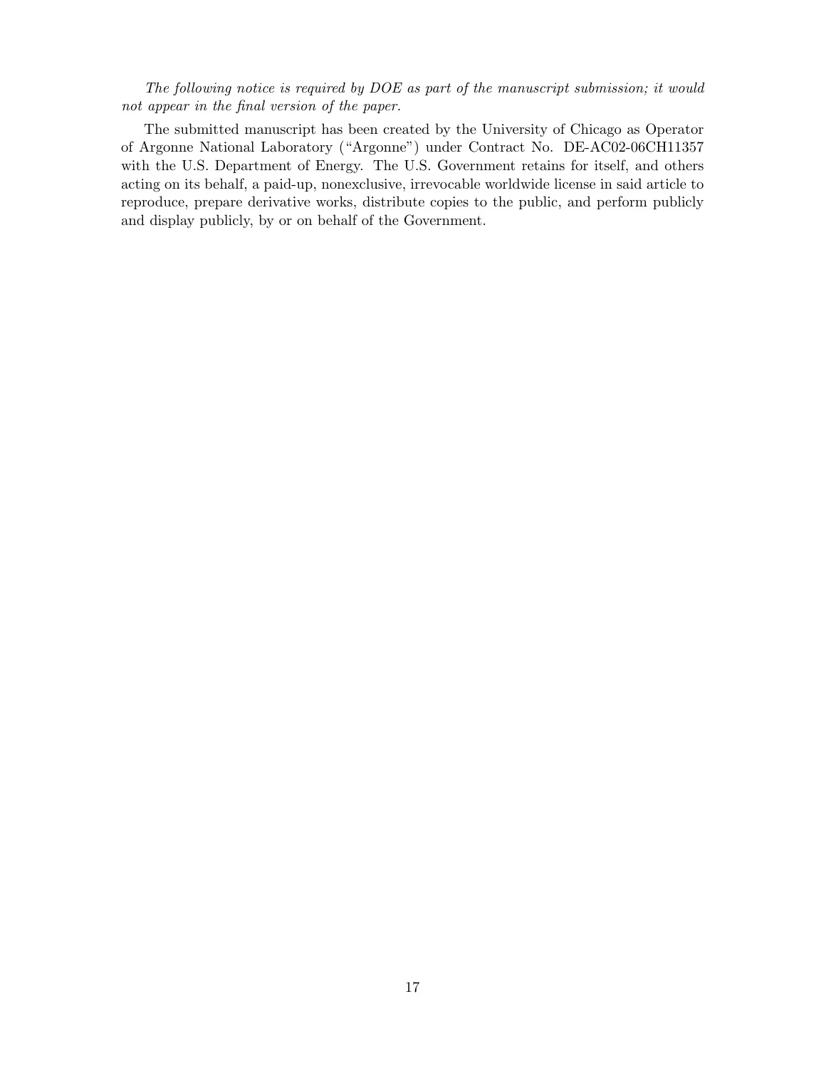*The following notice is required by DOE as part of the manuscript submission; it would not appear in the final version of the paper.*

The submitted manuscript has been created by the University of Chicago as Operator of Argonne National Laboratory ("Argonne") under Contract No. DE-AC02-06CH11357 with the U.S. Department of Energy. The U.S. Government retains for itself, and others acting on its behalf, a paid-up, nonexclusive, irrevocable worldwide license in said article to reproduce, prepare derivative works, distribute copies to the public, and perform publicly and display publicly, by or on behalf of the Government.